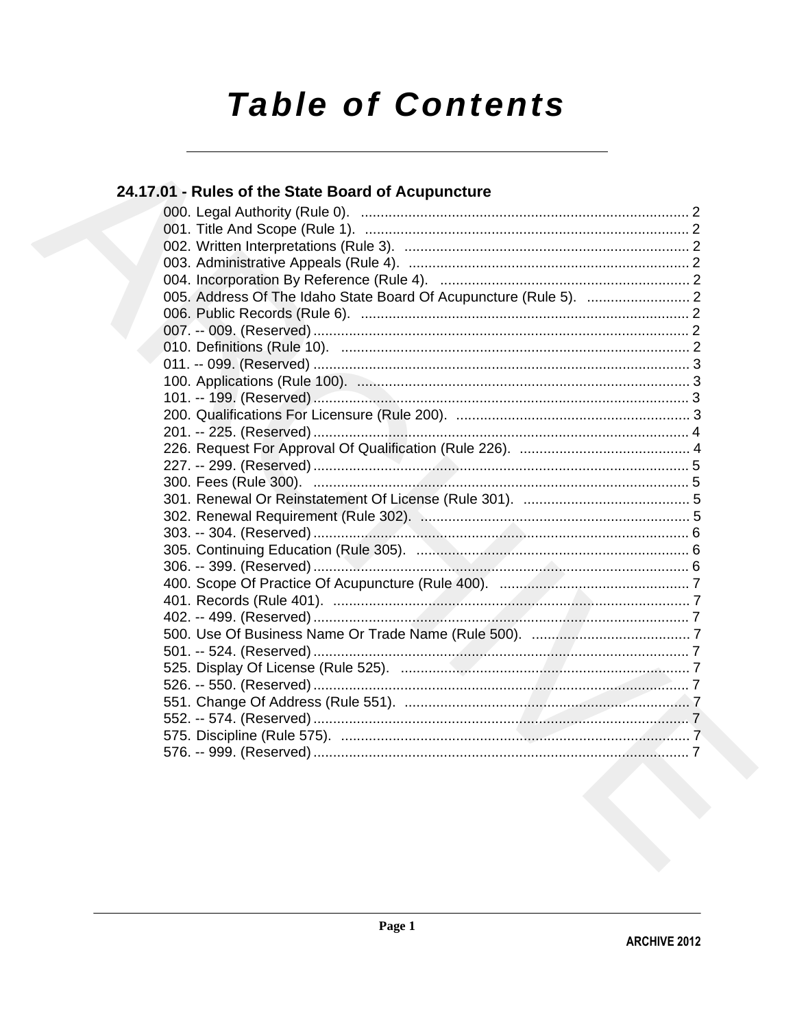# Table of Contents

## 24.17.01 - Rules of the State Board of Acupuncture

000. Legal Authority (Rule 0). .................................................................................. 2
001. Title And Scope (Rule 1). .................................................................................. 2
002. Written Interpretations (Rule 3). ........................................................................ 2
003. Administrative Appeals (Rule 4). ....................................................................... 2
004. Incorporation By Reference (Rule 4). ............................................................... 2
005. Address Of The Idaho State Board Of Acupuncture (Rule 5). .......................... 2
006. Public Records (Rule 6). .................................................................................. 2
007. -- 009. (Reserved) ............................................................................................. 2
010. Definitions (Rule 10). ........................................................................................ 2
011. -- 099. (Reserved) ............................................................................................. 3
100. Applications (Rule 100). .................................................................................... 3
101. -- 199. (Reserved) ............................................................................................. 3
200. Qualifications For Licensure (Rule 200). ........................................................... 3
201. -- 225. (Reserved) ............................................................................................. 4
226. Request For Approval Of Qualification (Rule 226). ........................................... 4
227. -- 299. (Reserved) ............................................................................................. 5
300. Fees (Rule 300). ............................................................................................... 5
301. Renewal Or Reinstatement Of License (Rule 301). .......................................... 5
302. Renewal Requirement (Rule 302). .................................................................... 5
303. -- 304. (Reserved) ............................................................................................. 6
305. Continuing Education (Rule 305). ..................................................................... 6
306. -- 399. (Reserved) ............................................................................................. 6
400. Scope Of Practice Of Acupuncture (Rule 400). ................................................ 7
401. Records (Rule 401). .......................................................................................... 7
402. -- 499. (Reserved) ............................................................................................. 7
500. Use Of Business Name Or Trade Name (Rule 500). ........................................ 7
501. -- 524. (Reserved) ............................................................................................. 7
525. Display Of License (Rule 525). ......................................................................... 7
526. -- 550. (Reserved) ............................................................................................. 7
551. Change Of Address (Rule 551). ........................................................................ 7
552. -- 574. (Reserved) ............................................................................................. 7
575. Discipline (Rule 575). ........................................................................................ 7
576. -- 999. (Reserved) ............................................................................................. 7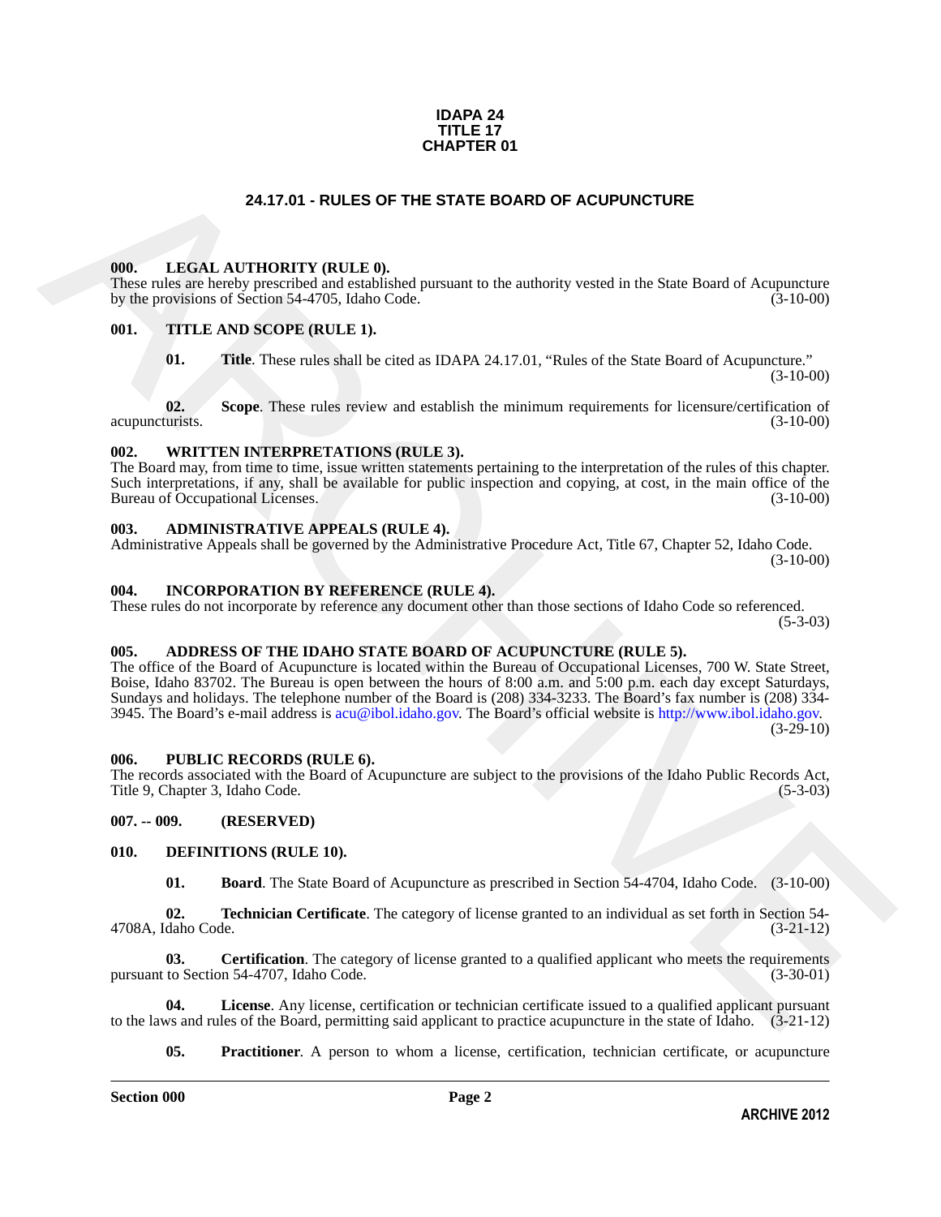**IDAPA 24**
**TITLE 17**
**CHAPTER 01**

# 24.17.01 - RULES OF THE STATE BOARD OF ACUPUNCTURE

### 000. LEGAL AUTHORITY (RULE 0).

These rules are hereby prescribed and established pursuant to the authority vested in the State Board of Acupuncture by the provisions of Section 54-4705, Idaho Code. (3-10-00)

### 001. TITLE AND SCOPE (RULE 1).

**01. Title**. These rules shall be cited as IDAPA 24.17.01, "Rules of the State Board of Acupuncture." (3-10-00)

**02. Scope**. These rules review and establish the minimum requirements for licensure/certification of acupuncturists. (3-10-00)

### 002. WRITTEN INTERPRETATIONS (RULE 3).

The Board may, from time to time, issue written statements pertaining to the interpretation of the rules of this chapter. Such interpretations, if any, shall be available for public inspection and copying, at cost, in the main office of the Bureau of Occupational Licenses. (3-10-00)

### 003. ADMINISTRATIVE APPEALS (RULE 4).

Administrative Appeals shall be governed by the Administrative Procedure Act, Title 67, Chapter 52, Idaho Code. (3-10-00)

### 004. INCORPORATION BY REFERENCE (RULE 4).

These rules do not incorporate by reference any document other than those sections of Idaho Code so referenced. (5-3-03)

### 005. ADDRESS OF THE IDAHO STATE BOARD OF ACUPUNCTURE (RULE 5).

The office of the Board of Acupuncture is located within the Bureau of Occupational Licenses, 700 W. State Street, Boise, Idaho 83702. The Bureau is open between the hours of 8:00 a.m. and 5:00 p.m. each day except Saturdays, Sundays and holidays. The telephone number of the Board is (208) 334-3233. The Board's fax number is (208) 334-3945. The Board's e-mail address is acu@ibol.idaho.gov. The Board's official website is http://www.ibol.idaho.gov. (3-29-10)

### 006. PUBLIC RECORDS (RULE 6).

The records associated with the Board of Acupuncture are subject to the provisions of the Idaho Public Records Act, Title 9, Chapter 3, Idaho Code. (5-3-03)

### 007. -- 009. (RESERVED)

### 010. DEFINITIONS (RULE 10).

**01. Board**. The State Board of Acupuncture as prescribed in Section 54-4704, Idaho Code. (3-10-00)

**02. Technician Certificate**. The category of license granted to an individual as set forth in Section 54-4708A, Idaho Code. (3-21-12)

**03. Certification**. The category of license granted to a qualified applicant who meets the requirements pursuant to Section 54-4707, Idaho Code. (3-30-01)

**04. License**. Any license, certification or technician certificate issued to a qualified applicant pursuant to the laws and rules of the Board, permitting said applicant to practice acupuncture in the state of Idaho. (3-21-12)

**05. Practitioner**. A person to whom a license, certification, technician certificate, or acupuncture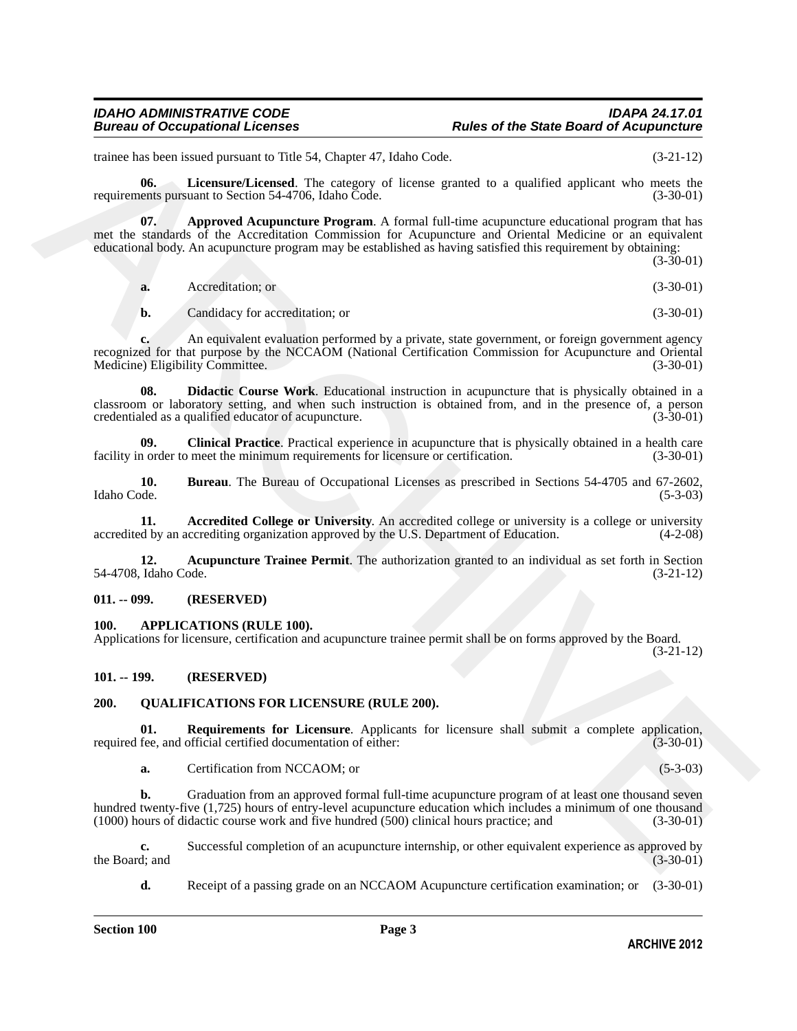trainee has been issued pursuant to Title 54, Chapter 47, Idaho Code. (3-21-12)

**06. Licensure/Licensed**. The category of license granted to a qualified applicant who meets the requirements pursuant to Section 54-4706, Idaho Code. (3-30-01)

**07. Approved Acupuncture Program**. A formal full-time acupuncture educational program that has met the standards of the Accreditation Commission for Acupuncture and Oriental Medicine or an equivalent educational body. An acupuncture program may be established as having satisfied this requirement by obtaining: (3-30-01)

**a.** Accreditation; or (3-30-01)

**b.** Candidacy for accreditation; or (3-30-01)

**c.** An equivalent evaluation performed by a private, state government, or foreign government agency recognized for that purpose by the NCCAOM (National Certification Commission for Acupuncture and Oriental Medicine) Eligibility Committee. (3-30-01)

**08. Didactic Course Work**. Educational instruction in acupuncture that is physically obtained in a classroom or laboratory setting, and when such instruction is obtained from, and in the presence of, a person credentialed as a qualified educator of acupuncture. (3-30-01)

**09. Clinical Practice**. Practical experience in acupuncture that is physically obtained in a health care facility in order to meet the minimum requirements for licensure or certification. (3-30-01)

**10. Bureau**. The Bureau of Occupational Licenses as prescribed in Sections 54-4705 and 67-2602, Idaho Code. (5-3-03)

**11. Accredited College or University**. An accredited college or university is a college or university accredited by an accrediting organization approved by the U.S. Department of Education. (4-2-08)

**12. Acupuncture Trainee Permit**. The authorization granted to an individual as set forth in Section 54-4708, Idaho Code. (3-21-12)

## 011. -- 099. (RESERVED)

## 100. APPLICATIONS (RULE 100).

Applications for licensure, certification and acupuncture trainee permit shall be on forms approved by the Board. (3-21-12)

## 101. -- 199. (RESERVED)

## 200. QUALIFICATIONS FOR LICENSURE (RULE 200).

**01. Requirements for Licensure**. Applicants for licensure shall submit a complete application, required fee, and official certified documentation of either: (3-30-01)

**a.** Certification from NCCAOM; or (5-3-03)

**b.** Graduation from an approved formal full-time acupuncture program of at least one thousand seven hundred twenty-five (1,725) hours of entry-level acupuncture education which includes a minimum of one thousand (1000) hours of didactic course work and five hundred (500) clinical hours practice; and (3-30-01)

**c.** Successful completion of an acupuncture internship, or other equivalent experience as approved by the Board; and (3-30-01)

**d.** Receipt of a passing grade on an NCCAOM Acupuncture certification examination; or (3-30-01)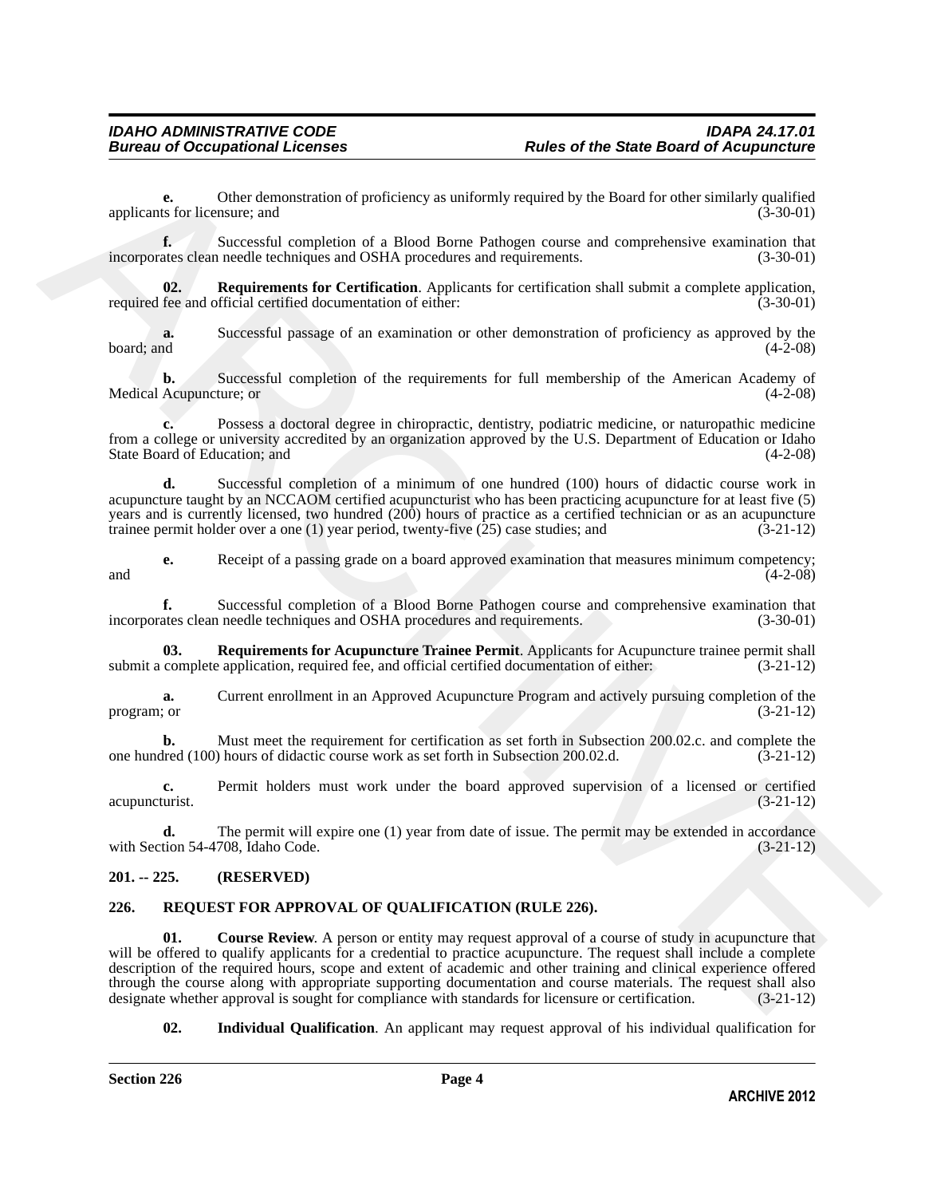**e.** Other demonstration of proficiency as uniformly required by the Board for other similarly qualified applicants for licensure; and (3-30-01)

**f.** Successful completion of a Blood Borne Pathogen course and comprehensive examination that incorporates clean needle techniques and OSHA procedures and requirements. (3-30-01)

**02. Requirements for Certification**. Applicants for certification shall submit a complete application, required fee and official certified documentation of either: (3-30-01)

**a.** Successful passage of an examination or other demonstration of proficiency as approved by the board; and (4-2-08)

**b.** Successful completion of the requirements for full membership of the American Academy of Medical Acupuncture; or (4-2-08)

**c.** Possess a doctoral degree in chiropractic, dentistry, podiatric medicine, or naturopathic medicine from a college or university accredited by an organization approved by the U.S. Department of Education or Idaho State Board of Education; and (4-2-08)

**d.** Successful completion of a minimum of one hundred (100) hours of didactic course work in acupuncture taught by an NCCAOM certified acupuncturist who has been practicing acupuncture for at least five (5) years and is currently licensed, two hundred (200) hours of practice as a certified technician or as an acupuncture trainee permit holder over a one (1) year period, twenty-five (25) case studies; and (3-21-12)

**e.** Receipt of a passing grade on a board approved examination that measures minimum competency; and (4-2-08)

**f.** Successful completion of a Blood Borne Pathogen course and comprehensive examination that incorporates clean needle techniques and OSHA procedures and requirements. (3-30-01)

**03. Requirements for Acupuncture Trainee Permit**. Applicants for Acupuncture trainee permit shall submit a complete application, required fee, and official certified documentation of either: (3-21-12)

**a.** Current enrollment in an Approved Acupuncture Program and actively pursuing completion of the program; or (3-21-12)

**b.** Must meet the requirement for certification as set forth in Subsection 200.02.c. and complete the one hundred (100) hours of didactic course work as set forth in Subsection 200.02.d. (3-21-12)

**c.** Permit holders must work under the board approved supervision of a licensed or certified acupuncturist. (3-21-12)

**d.** The permit will expire one (1) year from date of issue. The permit may be extended in accordance with Section 54-4708, Idaho Code. (3-21-12)

## 201. -- 225. (RESERVED)

## 226. REQUEST FOR APPROVAL OF QUALIFICATION (RULE 226).

**01. Course Review**. A person or entity may request approval of a course of study in acupuncture that will be offered to qualify applicants for a credential to practice acupuncture. The request shall include a complete description of the required hours, scope and extent of academic and other training and clinical experience offered through the course along with appropriate supporting documentation and course materials. The request shall also designate whether approval is sought for compliance with standards for licensure or certification. (3-21-12)

**02. Individual Qualification**. An applicant may request approval of his individual qualification for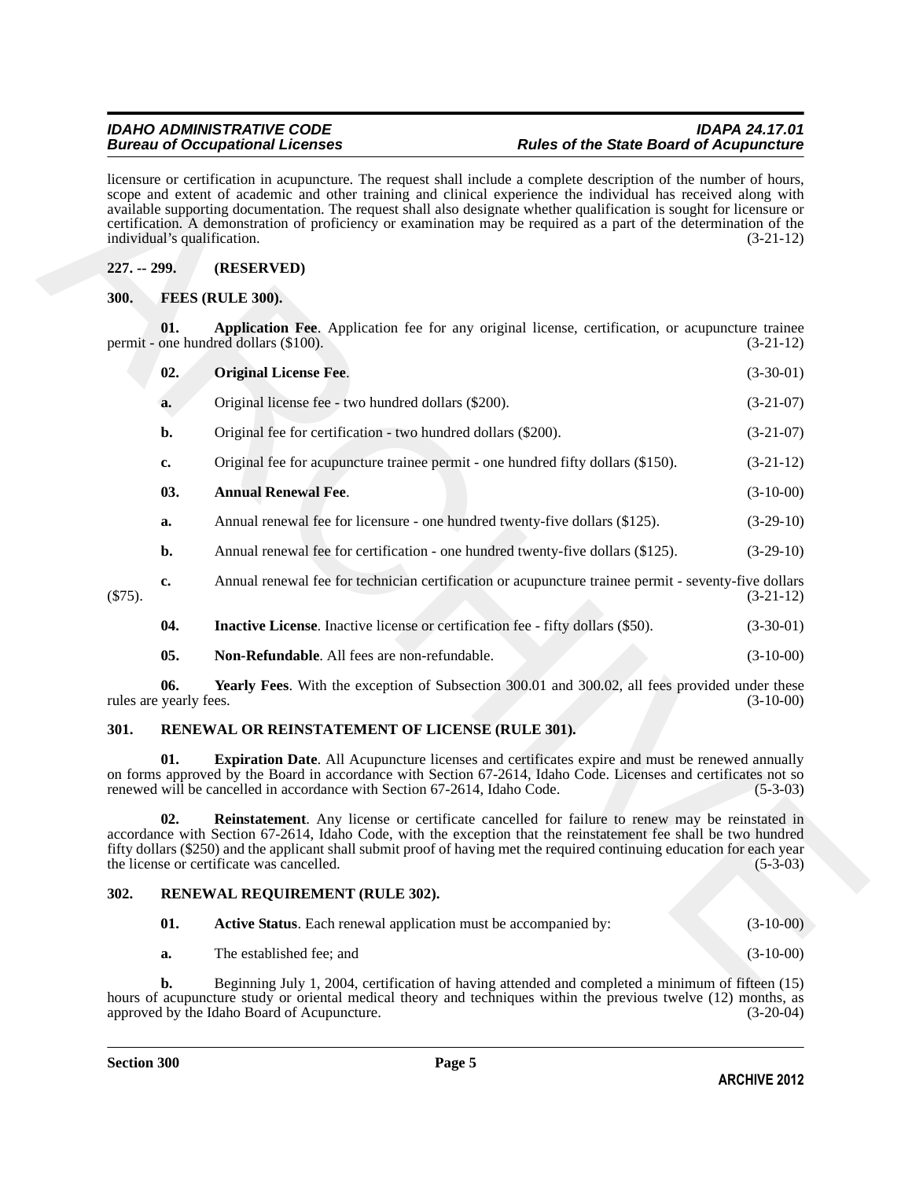licensure or certification in acupuncture. The request shall include a complete description of the number of hours, scope and extent of academic and other training and clinical experience the individual has received along with available supporting documentation. The request shall also designate whether qualification is sought for licensure or certification. A demonstration of proficiency or examination may be required as a part of the determination of the individual's qualification. (3-21-12)

### 227. -- 299. (RESERVED)

### 300. FEES (RULE 300).

**01. Application Fee**. Application fee for any original license, certification, or acupuncture trainee permit - one hundred dollars ($100). (3-21-12)

**02. Original License Fee**. (3-30-01)

a. Original license fee - two hundred dollars ($200). (3-21-07)

b. Original fee for certification - two hundred dollars ($200). (3-21-07)

c. Original fee for acupuncture trainee permit - one hundred fifty dollars ($150). (3-21-12)

**03. Annual Renewal Fee**. (3-10-00)

a. Annual renewal fee for licensure - one hundred twenty-five dollars ($125). (3-29-10)

b. Annual renewal fee for certification - one hundred twenty-five dollars ($125). (3-29-10)

c. Annual renewal fee for technician certification or acupuncture trainee permit - seventy-five dollars ($75). (3-21-12)

**04. Inactive License**. Inactive license or certification fee - fifty dollars ($50). (3-30-01)

**05. Non-Refundable**. All fees are non-refundable. (3-10-00)

**06. Yearly Fees**. With the exception of Subsection 300.01 and 300.02, all fees provided under these rules are yearly fees. (3-10-00)

### 301. RENEWAL OR REINSTATEMENT OF LICENSE (RULE 301).

**01. Expiration Date**. All Acupuncture licenses and certificates expire and must be renewed annually on forms approved by the Board in accordance with Section 67-2614, Idaho Code. Licenses and certificates not so renewed will be cancelled in accordance with Section 67-2614, Idaho Code. (5-3-03)

**02. Reinstatement**. Any license or certificate cancelled for failure to renew may be reinstated in accordance with Section 67-2614, Idaho Code, with the exception that the reinstatement fee shall be two hundred fifty dollars ($250) and the applicant shall submit proof of having met the required continuing education for each year the license or certificate was cancelled. (5-3-03)

### 302. RENEWAL REQUIREMENT (RULE 302).

**01. Active Status**. Each renewal application must be accompanied by: (3-10-00)

a. The established fee; and (3-10-00)

b. Beginning July 1, 2004, certification of having attended and completed a minimum of fifteen (15) hours of acupuncture study or oriental medical theory and techniques within the previous twelve (12) months, as approved by the Idaho Board of Acupuncture. (3-20-04)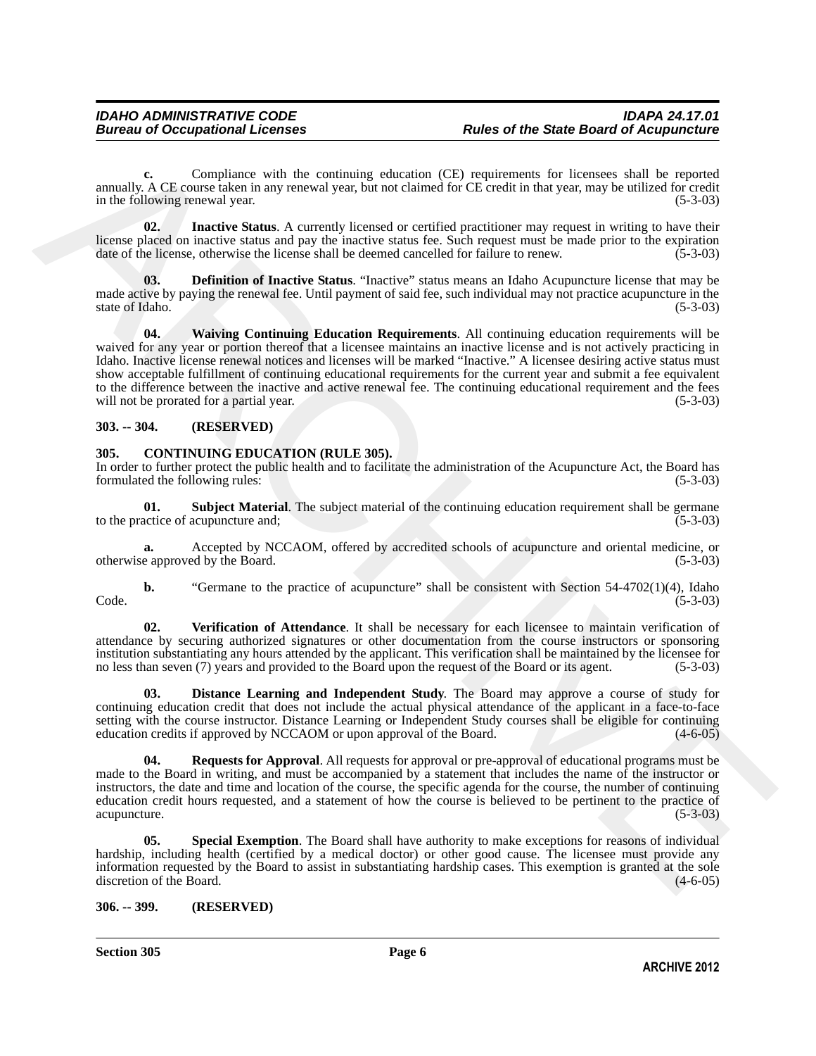**c.** Compliance with the continuing education (CE) requirements for licensees shall be reported annually. A CE course taken in any renewal year, but not claimed for CE credit in that year, may be utilized for credit in the following renewal year. (5-3-03)

**02. Inactive Status**. A currently licensed or certified practitioner may request in writing to have their license placed on inactive status and pay the inactive status fee. Such request must be made prior to the expiration date of the license, otherwise the license shall be deemed cancelled for failure to renew. (5-3-03)

**03. Definition of Inactive Status**. "Inactive" status means an Idaho Acupuncture license that may be made active by paying the renewal fee. Until payment of said fee, such individual may not practice acupuncture in the state of Idaho. (5-3-03)

**04. Waiving Continuing Education Requirements**. All continuing education requirements will be waived for any year or portion thereof that a licensee maintains an inactive license and is not actively practicing in Idaho. Inactive license renewal notices and licenses will be marked "Inactive." A licensee desiring active status must show acceptable fulfillment of continuing educational requirements for the current year and submit a fee equivalent to the difference between the inactive and active renewal fee. The continuing educational requirement and the fees will not be prorated for a partial year. (5-3-03)

## 303. -- 304. (RESERVED)

## 305. CONTINUING EDUCATION (RULE 305).

In order to further protect the public health and to facilitate the administration of the Acupuncture Act, the Board has formulated the following rules: (5-3-03)

**01. Subject Material**. The subject material of the continuing education requirement shall be germane to the practice of acupuncture and; (5-3-03)

**a.** Accepted by NCCAOM, offered by accredited schools of acupuncture and oriental medicine, or otherwise approved by the Board. (5-3-03)

**b.** "Germane to the practice of acupuncture" shall be consistent with Section 54-4702(1)(4), Idaho Code. (5-3-03)

**02. Verification of Attendance**. It shall be necessary for each licensee to maintain verification of attendance by securing authorized signatures or other documentation from the course instructors or sponsoring institution substantiating any hours attended by the applicant. This verification shall be maintained by the licensee for no less than seven (7) years and provided to the Board upon the request of the Board or its agent. (5-3-03)

**03. Distance Learning and Independent Study**. The Board may approve a course of study for continuing education credit that does not include the actual physical attendance of the applicant in a face-to-face setting with the course instructor. Distance Learning or Independent Study courses shall be eligible for continuing education credits if approved by NCCAOM or upon approval of the Board. (4-6-05)

**04. Requests for Approval**. All requests for approval or pre-approval of educational programs must be made to the Board in writing, and must be accompanied by a statement that includes the name of the instructor or instructors, the date and time and location of the course, the specific agenda for the course, the number of continuing education credit hours requested, and a statement of how the course is believed to be pertinent to the practice of acupuncture. (5-3-03)

**05. Special Exemption**. The Board shall have authority to make exceptions for reasons of individual hardship, including health (certified by a medical doctor) or other good cause. The licensee must provide any information requested by the Board to assist in substantiating hardship cases. This exemption is granted at the sole discretion of the Board. (4-6-05)

## 306. -- 399. (RESERVED)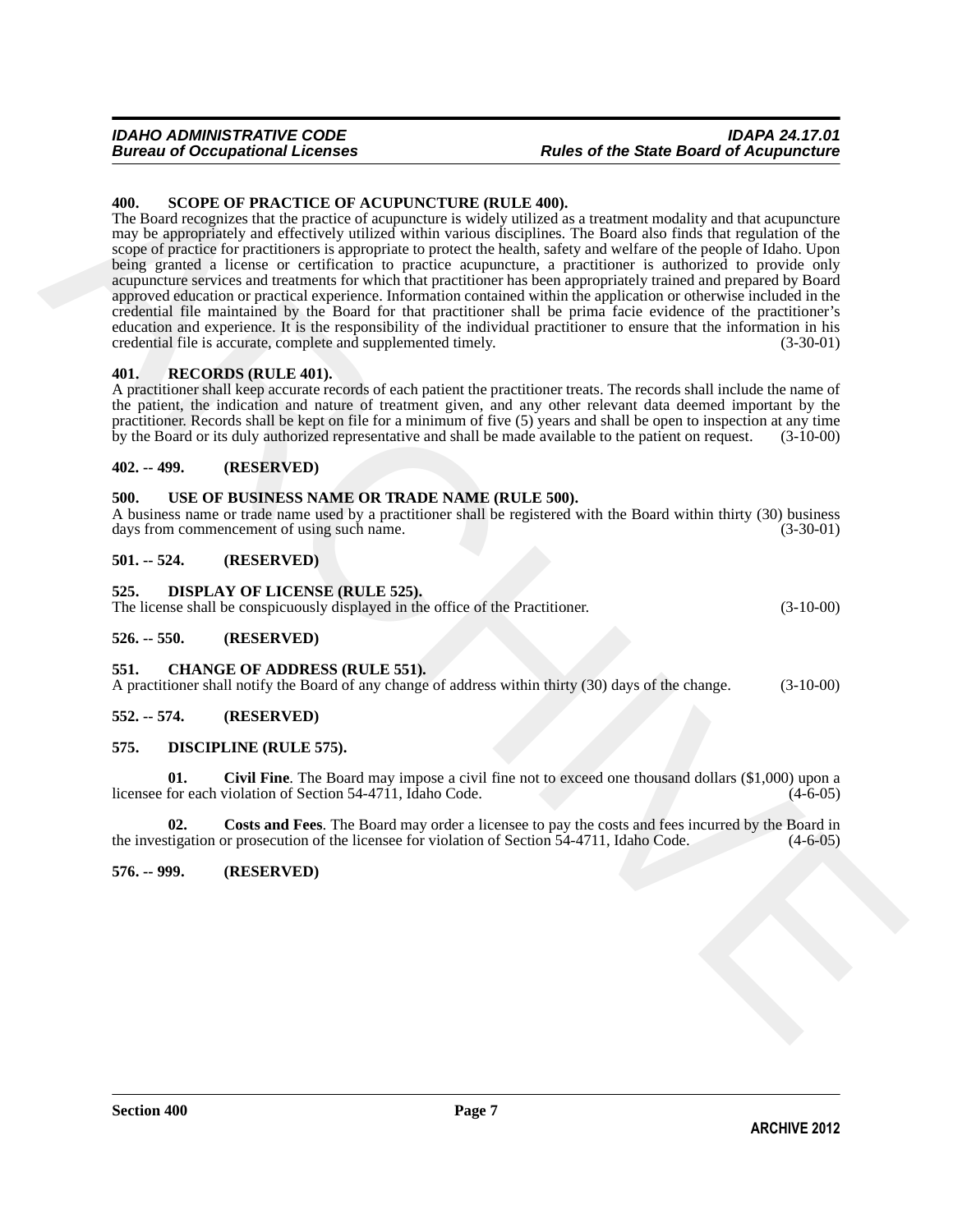### 400. SCOPE OF PRACTICE OF ACUPUNCTURE (RULE 400).

The Board recognizes that the practice of acupuncture is widely utilized as a treatment modality and that acupuncture may be appropriately and effectively utilized within various disciplines. The Board also finds that regulation of the scope of practice for practitioners is appropriate to protect the health, safety and welfare of the people of Idaho. Upon being granted a license or certification to practice acupuncture, a practitioner is authorized to provide only acupuncture services and treatments for which that practitioner has been appropriately trained and prepared by Board approved education or practical experience. Information contained within the application or otherwise included in the credential file maintained by the Board for that practitioner shall be prima facie evidence of the practitioner's education and experience. It is the responsibility of the individual practitioner to ensure that the information in his credential file is accurate, complete and supplemented timely. (3-30-01)

### 401. RECORDS (RULE 401).

A practitioner shall keep accurate records of each patient the practitioner treats. The records shall include the name of the patient, the indication and nature of treatment given, and any other relevant data deemed important by the practitioner. Records shall be kept on file for a minimum of five (5) years and shall be open to inspection at any time by the Board or its duly authorized representative and shall be made available to the patient on request. (3-10-00)

### 402. -- 499. (RESERVED)

### 500. USE OF BUSINESS NAME OR TRADE NAME (RULE 500).

A business name or trade name used by a practitioner shall be registered with the Board within thirty (30) business days from commencement of using such name. (3-30-01)

### 501. -- 524. (RESERVED)

### 525. DISPLAY OF LICENSE (RULE 525).

The license shall be conspicuously displayed in the office of the Practitioner. (3-10-00)

### 526. -- 550. (RESERVED)

### 551. CHANGE OF ADDRESS (RULE 551).

A practitioner shall notify the Board of any change of address within thirty (30) days of the change. (3-10-00)

### 552. -- 574. (RESERVED)

### 575. DISCIPLINE (RULE 575).

**01. Civil Fine**. The Board may impose a civil fine not to exceed one thousand dollars ($1,000) upon a licensee for each violation of Section 54-4711, Idaho Code. (4-6-05)

**02. Costs and Fees**. The Board may order a licensee to pay the costs and fees incurred by the Board in the investigation or prosecution of the licensee for violation of Section 54-4711, Idaho Code. (4-6-05)

### 576. -- 999. (RESERVED)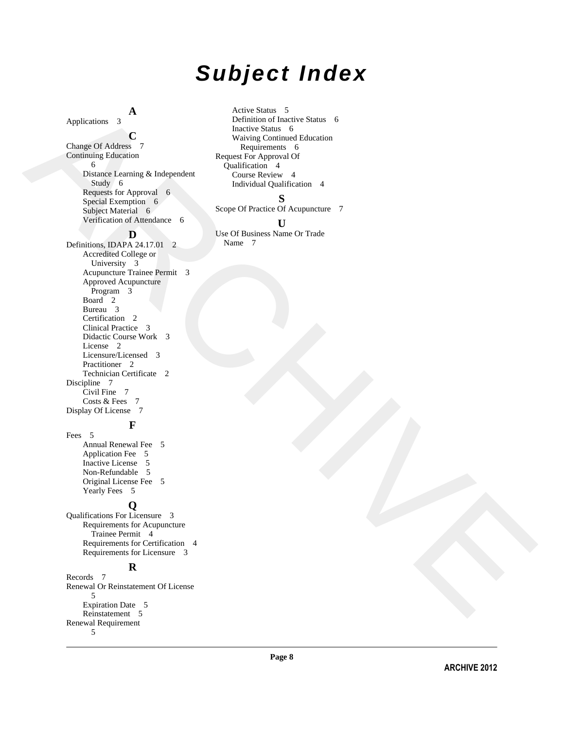# Subject Index

**A**

Applications 3

**C**

Change Of Address 7
Continuing Education 6
- Distance Learning & Independent Study 6
- Requests for Approval 6
- Special Exemption 6
- Subject Material 6
- Verification of Attendance 6

**D**

Definitions, IDAPA 24.17.01 2
- Accredited College or University 3
- Acupuncture Trainee Permit 3
- Approved Acupuncture Program 3
- Board 2
- Bureau 3
- Certification 2
- Clinical Practice 3
- Didactic Course Work 3
- License 2
- Licensure/Licensed 3
- Practitioner 2
- Technician Certificate 2

Discipline 7
- Civil Fine 7
- Costs & Fees 7

Display Of License 7

**F**

Fees 5
- Annual Renewal Fee 5
- Application Fee 5
- Inactive License 5
- Non-Refundable 5
- Original License Fee 5
- Yearly Fees 5

**Q**

Qualifications For Licensure 3
- Requirements for Acupuncture Trainee Permit 4
- Requirements for Certification 4
- Requirements for Licensure 3

**R**

Records 7
Renewal Or Reinstatement Of License 5
- Expiration Date 5
- Reinstatement 5

Renewal Requirement 5
- Active Status 5
- Definition of Inactive Status 6
- Inactive Status 6
- Waiving Continued Education Requirements 6

Request For Approval Of Qualification 4
- Course Review 4
- Individual Qualification 4

**S**

Scope Of Practice Of Acupuncture 7

**U**

Use Of Business Name Or Trade Name 7